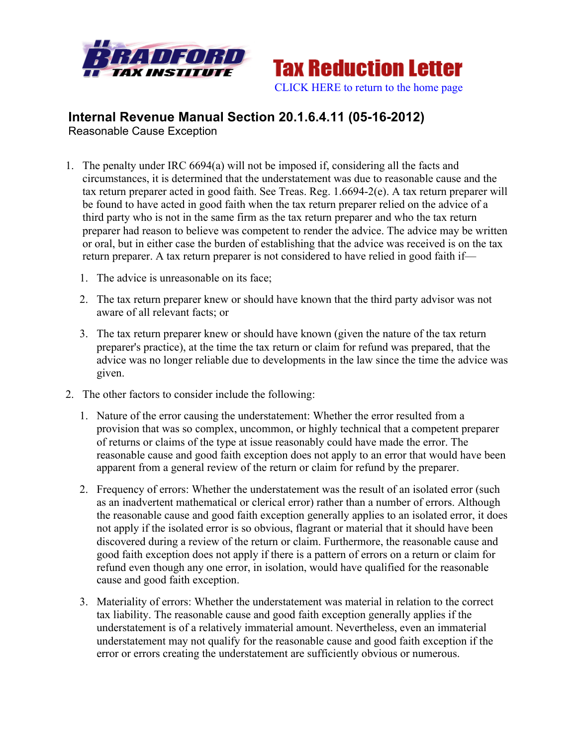Bradford Tax Institute

# Tax Reduction Letter

CLICK HERE to return to the home page

## Internal Revenue Manual Section 20.1.6.4.11 (05-16-2012)

Reasonable Cause Exception

1. The penalty under IRC 6694(a) will not be imposed if, considering all the facts and circumstances, it is determined that the understatement was due to reasonable cause and the tax return preparer acted in good faith. See Treas. Reg. 1.6694-2(e). A tax return preparer will be found to have acted in good faith when the tax return preparer relied on the advice of a third party who is not in the same firm as the tax return preparer and who the tax return preparer had reason to believe was competent to render the advice. The advice may be written or oral, but in either case the burden of establishing that the advice was received is on the tax return preparer. A tax return preparer is not considered to have relied in good faith if—
   1. The advice is unreasonable on its face;
   2. The tax return preparer knew or should have known that the third party advisor was not aware of all relevant facts; or
   3. The tax return preparer knew or should have known (given the nature of the tax return preparer's practice), at the time the tax return or claim for refund was prepared, that the advice was no longer reliable due to developments in the law since the time the advice was given.
2. The other factors to consider include the following:
   1. Nature of the error causing the understatement: Whether the error resulted from a provision that was so complex, uncommon, or highly technical that a competent preparer of returns or claims of the type at issue reasonably could have made the error. The reasonable cause and good faith exception does not apply to an error that would have been apparent from a general review of the return or claim for refund by the preparer.
   2. Frequency of errors: Whether the understatement was the result of an isolated error (such as an inadvertent mathematical or clerical error) rather than a number of errors. Although the reasonable cause and good faith exception generally applies to an isolated error, it does not apply if the isolated error is so obvious, flagrant or material that it should have been discovered during a review of the return or claim. Furthermore, the reasonable cause and good faith exception does not apply if there is a pattern of errors on a return or claim for refund even though any one error, in isolation, would have qualified for the reasonable cause and good faith exception.
   3. Materiality of errors: Whether the understatement was material in relation to the correct tax liability. The reasonable cause and good faith exception generally applies if the understatement is of a relatively immaterial amount. Nevertheless, even an immaterial understatement may not qualify for the reasonable cause and good faith exception if the error or errors creating the understatement are sufficiently obvious or numerous.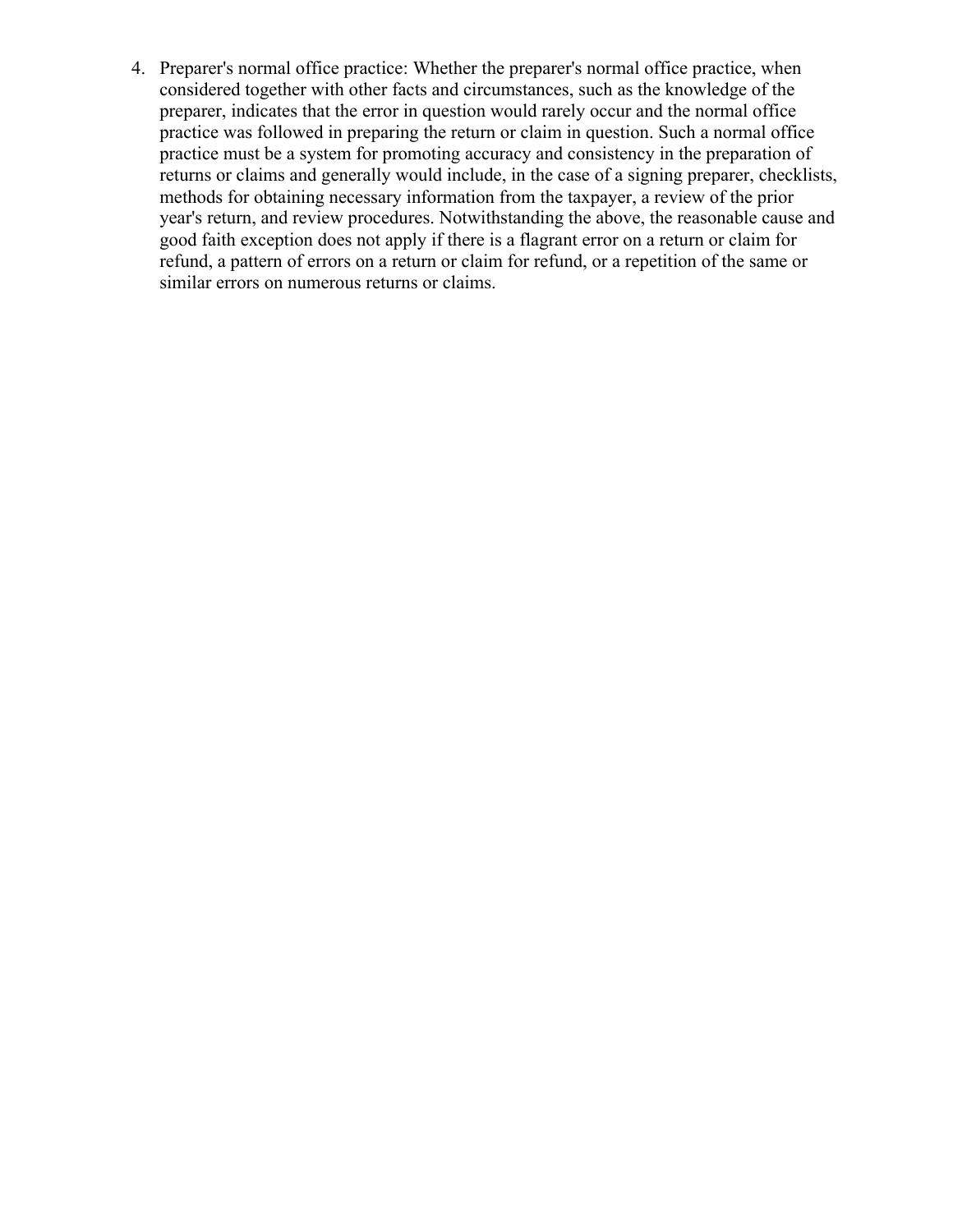4. Preparer's normal office practice: Whether the preparer's normal office practice, when considered together with other facts and circumstances, such as the knowledge of the preparer, indicates that the error in question would rarely occur and the normal office practice was followed in preparing the return or claim in question. Such a normal office practice must be a system for promoting accuracy and consistency in the preparation of returns or claims and generally would include, in the case of a signing preparer, checklists, methods for obtaining necessary information from the taxpayer, a review of the prior year's return, and review procedures. Notwithstanding the above, the reasonable cause and good faith exception does not apply if there is a flagrant error on a return or claim for refund, a pattern of errors on a return or claim for refund, or a repetition of the same or similar errors on numerous returns or claims.